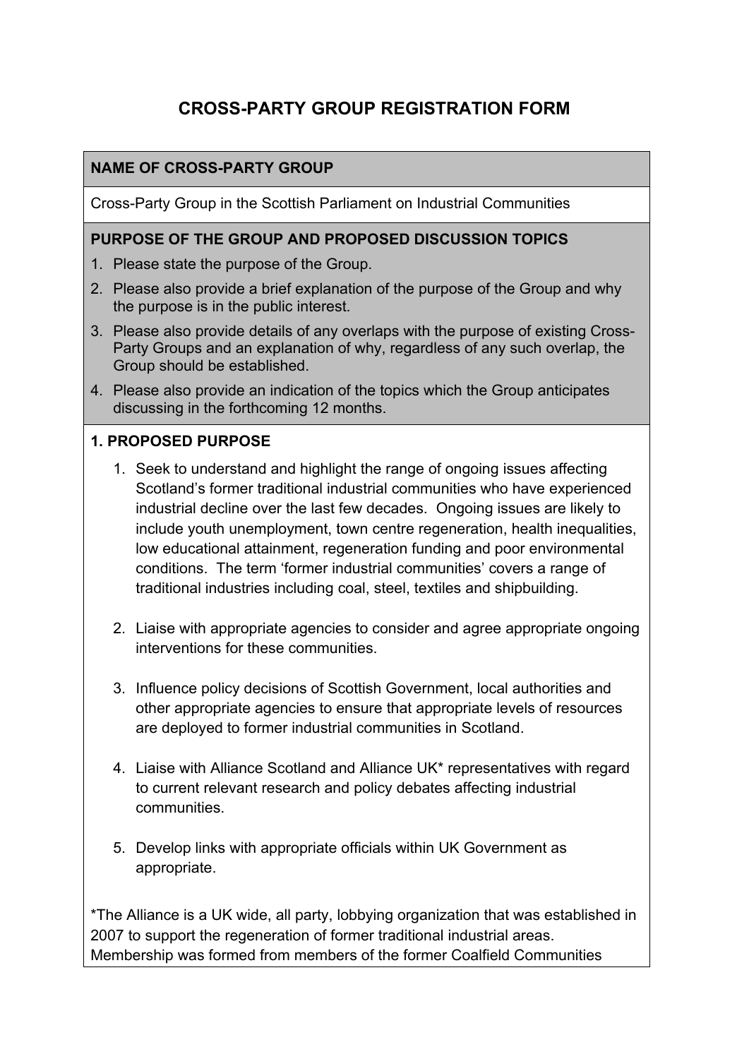# CROSS-PARTY GROUP REGISTRATION FORM

**NAME OF CROSS-PARTY GROUP**

Cross-Party Group in the Scottish Parliament on Industrial Communities

**PURPOSE OF THE GROUP AND PROPOSED DISCUSSION TOPICS**

1. Please state the purpose of the Group.
2. Please also provide a brief explanation of the purpose of the Group and why the purpose is in the public interest.
3. Please also provide details of any overlaps with the purpose of existing Cross-Party Groups and an explanation of why, regardless of any such overlap, the Group should be established.
4. Please also provide an indication of the topics which the Group anticipates discussing in the forthcoming 12 months.

**1. PROPOSED PURPOSE**

1. Seek to understand and highlight the range of ongoing issues affecting Scotland's former traditional industrial communities who have experienced industrial decline over the last few decades. Ongoing issues are likely to include youth unemployment, town centre regeneration, health inequalities, low educational attainment, regeneration funding and poor environmental conditions. The term 'former industrial communities' covers a range of traditional industries including coal, steel, textiles and shipbuilding.

2. Liaise with appropriate agencies to consider and agree appropriate ongoing interventions for these communities.

3. Influence policy decisions of Scottish Government, local authorities and other appropriate agencies to ensure that appropriate levels of resources are deployed to former industrial communities in Scotland.

4. Liaise with Alliance Scotland and Alliance UK* representatives with regard to current relevant research and policy debates affecting industrial communities.

5. Develop links with appropriate officials within UK Government as appropriate.

*The Alliance is a UK wide, all party, lobbying organization that was established in 2007 to support the regeneration of former traditional industrial areas. Membership was formed from members of the former Coalfield Communities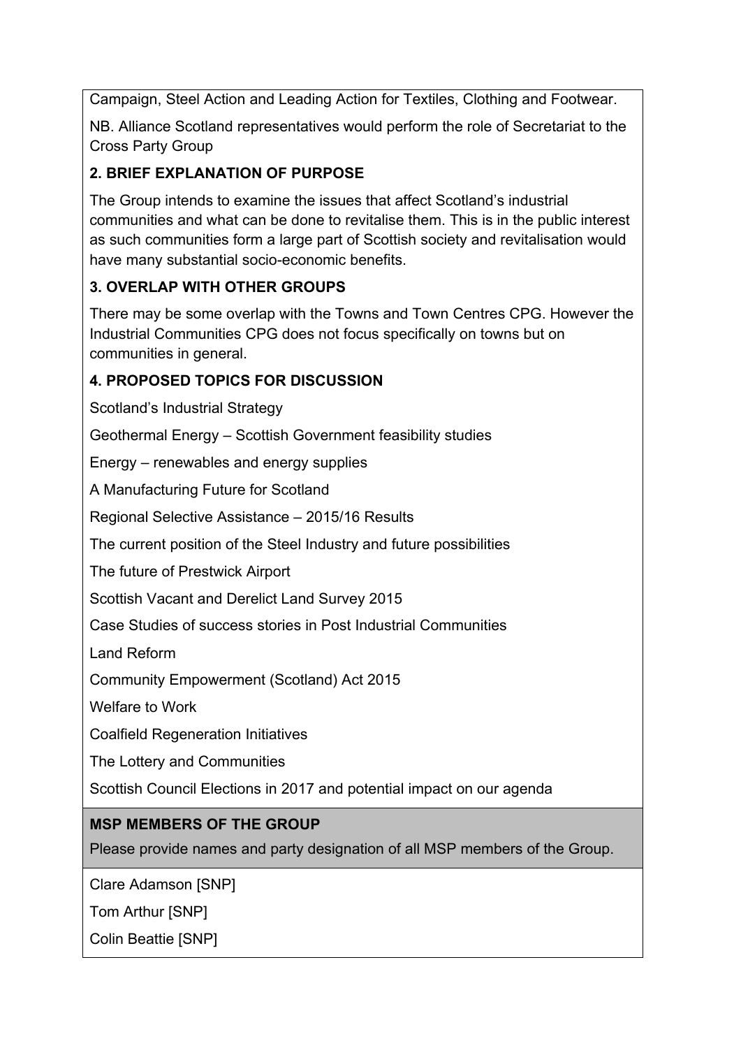Campaign, Steel Action and Leading Action for Textiles, Clothing and Footwear.

NB. Alliance Scotland representatives would perform the role of Secretariat to the Cross Party Group

**2. BRIEF EXPLANATION OF PURPOSE**

The Group intends to examine the issues that affect Scotland's industrial communities and what can be done to revitalise them. This is in the public interest as such communities form a large part of Scottish society and revitalisation would have many substantial socio-economic benefits.

**3. OVERLAP WITH OTHER GROUPS**

There may be some overlap with the Towns and Town Centres CPG. However the Industrial Communities CPG does not focus specifically on towns but on communities in general.

**4. PROPOSED TOPICS FOR DISCUSSION**

Scotland's Industrial Strategy

Geothermal Energy – Scottish Government feasibility studies

Energy – renewables and energy supplies

A Manufacturing Future for Scotland

Regional Selective Assistance – 2015/16 Results

The current position of the Steel Industry and future possibilities

The future of Prestwick Airport

Scottish Vacant and Derelict Land Survey 2015

Case Studies of success stories in Post Industrial Communities

Land Reform

Community Empowerment (Scotland) Act 2015

Welfare to Work

Coalfield Regeneration Initiatives

The Lottery and Communities

Scottish Council Elections in 2017 and potential impact on our agenda

**MSP MEMBERS OF THE GROUP**

Please provide names and party designation of all MSP members of the Group.

Clare Adamson [SNP]

Tom Arthur [SNP]

Colin Beattie [SNP]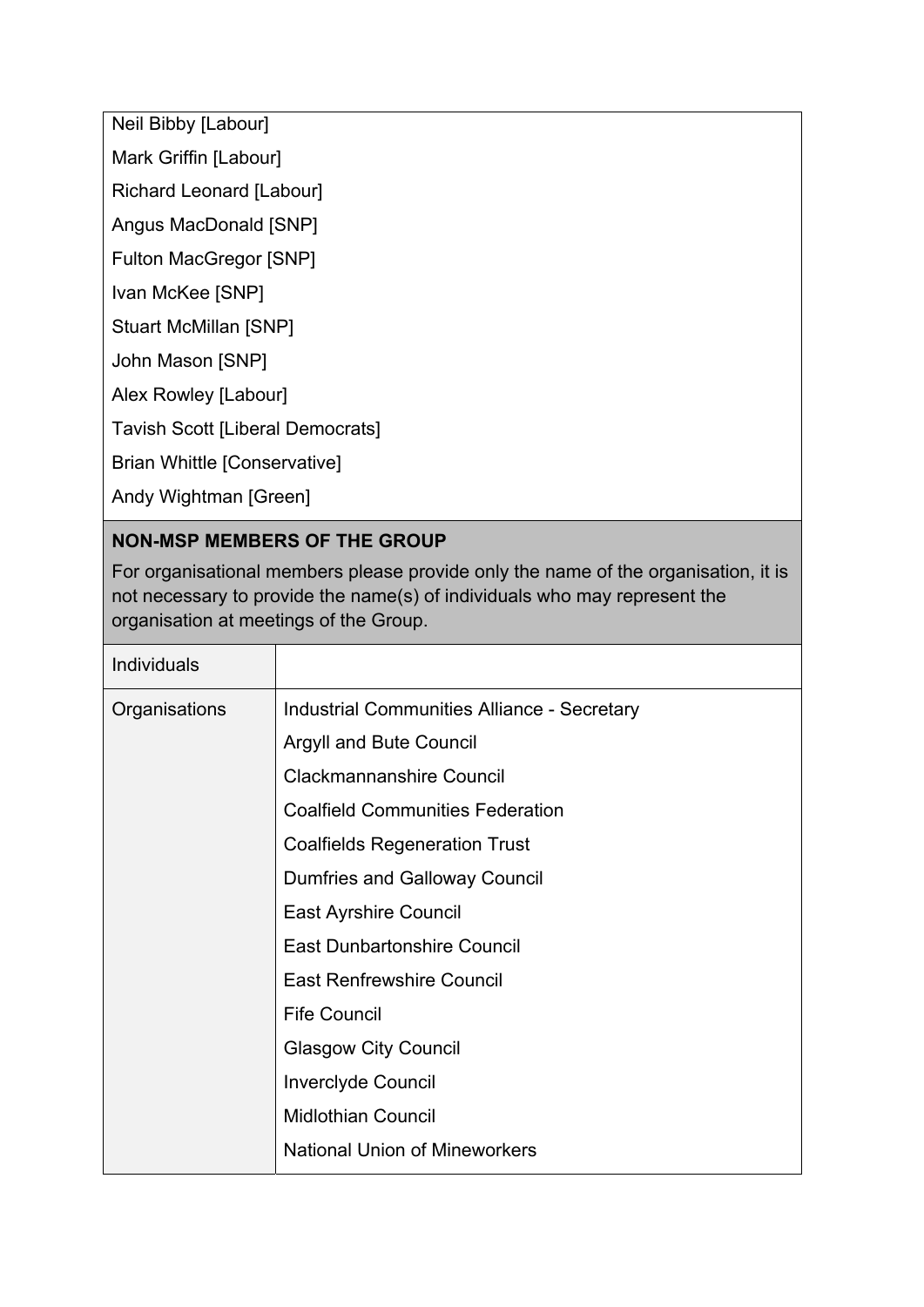Neil Bibby [Labour]

Mark Griffin [Labour]

Richard Leonard [Labour]

Angus MacDonald [SNP]

Fulton MacGregor [SNP]

Ivan McKee [SNP]

Stuart McMillan [SNP]

John Mason [SNP]

Alex Rowley [Labour]

Tavish Scott [Liberal Democrats]

Brian Whittle [Conservative]

Andy Wightman [Green]

**NON-MSP MEMBERS OF THE GROUP**

For organisational members please provide only the name of the organisation, it is not necessary to provide the name(s) of individuals who may represent the organisation at meetings of the Group.

| | |
|---|---|
| Individuals | |
| Organisations | Industrial Communities Alliance - Secretary<br>Argyll and Bute Council<br>Clackmannanshire Council<br>Coalfield Communities Federation<br>Coalfields Regeneration Trust<br>Dumfries and Galloway Council<br>East Ayrshire Council<br>East Dunbartonshire Council<br>East Renfrewshire Council<br>Fife Council<br>Glasgow City Council<br>Inverclyde Council<br>Midlothian Council<br>National Union of Mineworkers |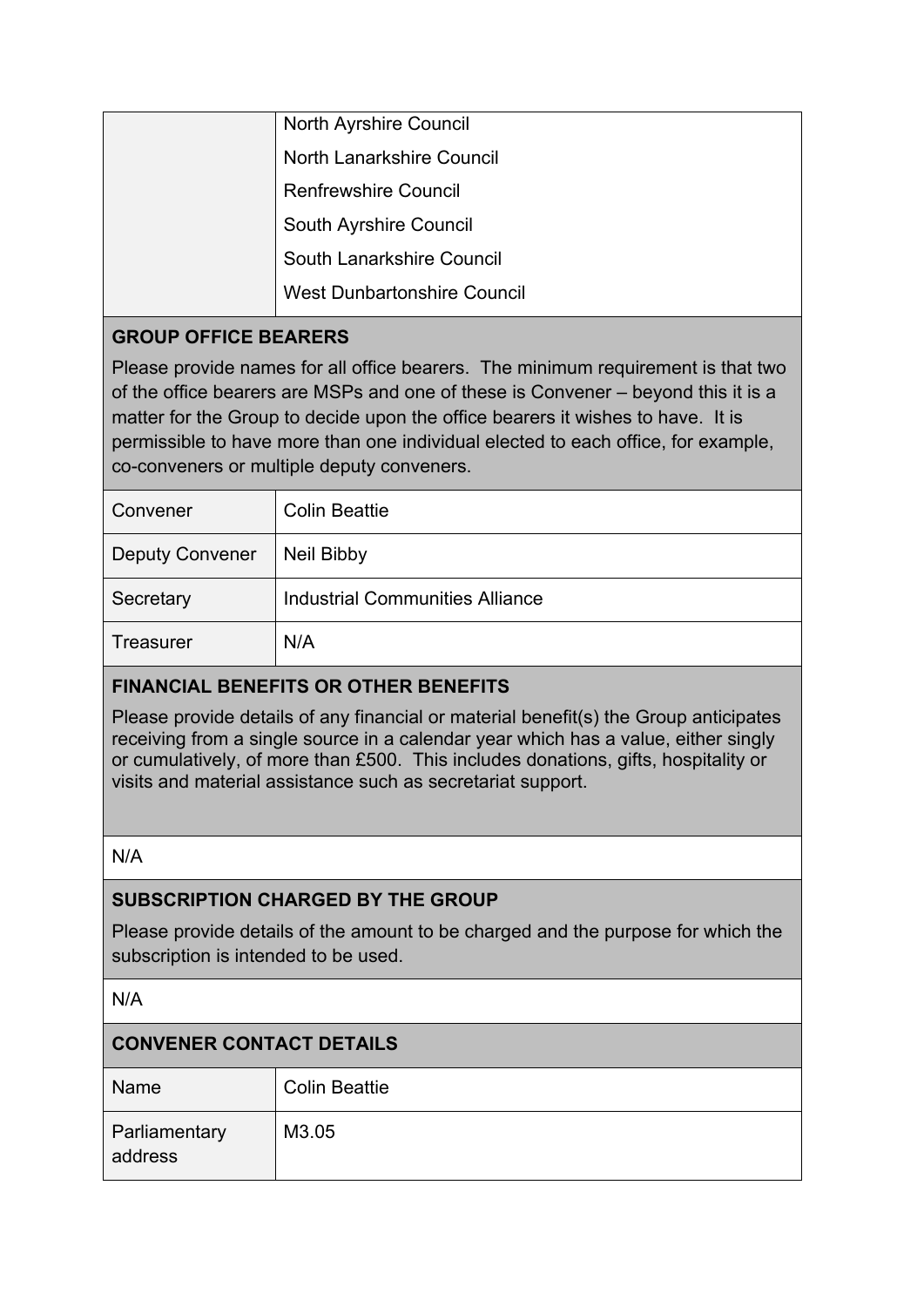| | |
|---|---|
| | North Ayrshire Council<br>North Lanarkshire Council<br>Renfrewshire Council<br>South Ayrshire Council<br>South Lanarkshire Council<br>West Dunbartonshire Council |

**GROUP OFFICE BEARERS**

Please provide names for all office bearers. The minimum requirement is that two of the office bearers are MSPs and one of these is Convener – beyond this it is a matter for the Group to decide upon the office bearers it wishes to have. It is permissible to have more than one individual elected to each office, for example, co-conveners or multiple deputy conveners.

| | |
|---|---|
| Convener | Colin Beattie |
| Deputy Convener | Neil Bibby |
| Secretary | Industrial Communities Alliance |
| Treasurer | N/A |

**FINANCIAL BENEFITS OR OTHER BENEFITS**

Please provide details of any financial or material benefit(s) the Group anticipates receiving from a single source in a calendar year which has a value, either singly or cumulatively, of more than £500. This includes donations, gifts, hospitality or visits and material assistance such as secretariat support.

N/A

**SUBSCRIPTION CHARGED BY THE GROUP**

Please provide details of the amount to be charged and the purpose for which the subscription is intended to be used.

N/A

**CONVENER CONTACT DETAILS**

| | |
|---|---|
| Name | Colin Beattie |
| Parliamentary address | M3.05 |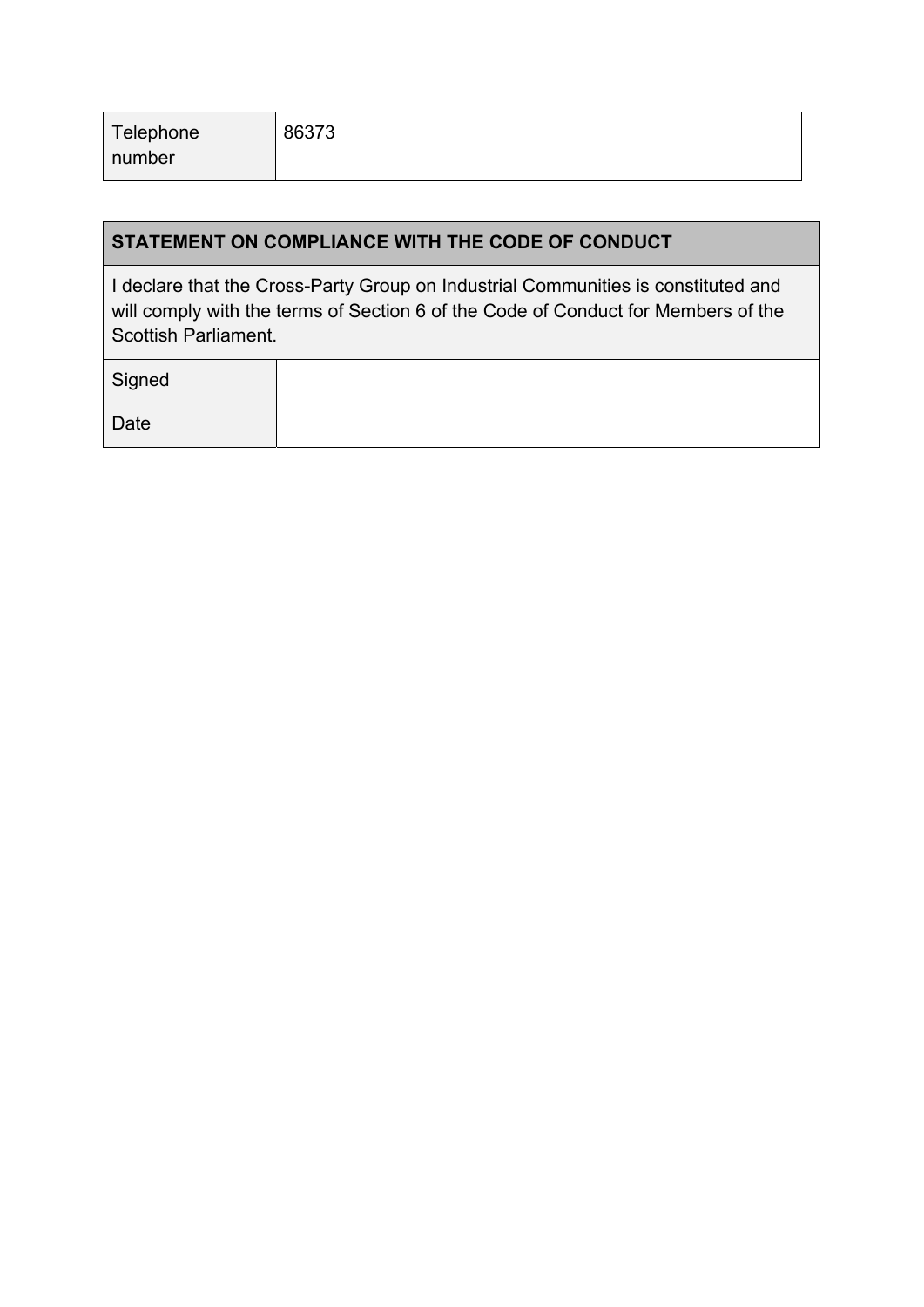| | |
|---|---|
| Telephone number | 86373 |

| STATEMENT ON COMPLIANCE WITH THE CODE OF CONDUCT | |
|---|---|
| I declare that the Cross-Party Group on Industrial Communities is constituted and will comply with the terms of Section 6 of the Code of Conduct for Members of the Scottish Parliament. | |
| Signed | |
| Date | |